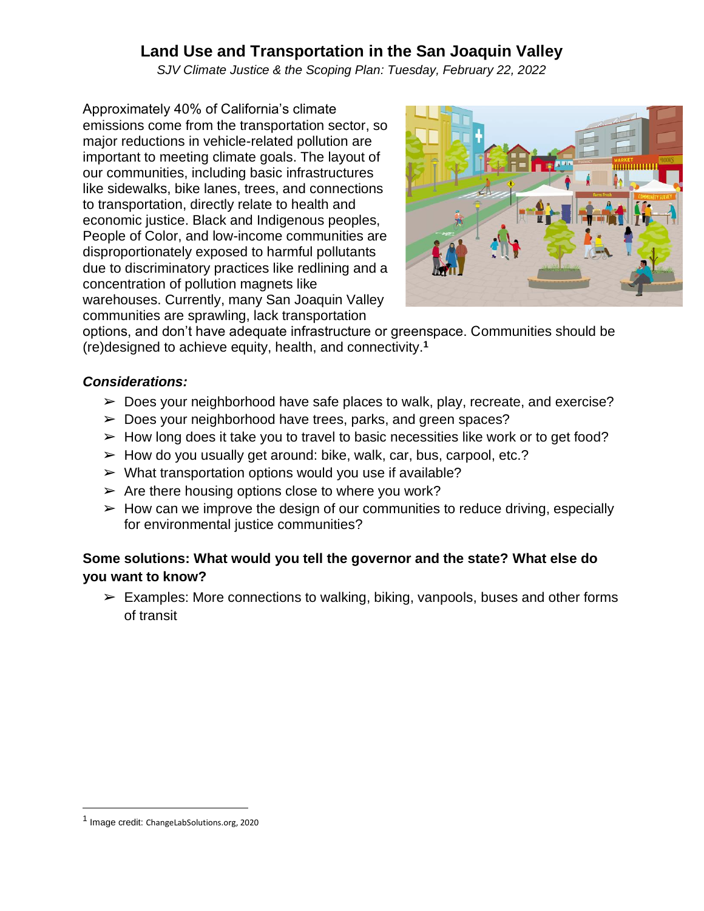# Land Use and Transportation in the San Joaquin Valley

*SJV Climate Justice & the Scoping Plan: Tuesday, February 22, 2022*

Approximately 40% of California's climate emissions come from the transportation sector, so major reductions in vehicle-related pollution are important to meeting climate goals. The layout of our communities, including basic infrastructures like sidewalks, bike lanes, trees, and connections to transportation, directly relate to health and economic justice. Black and Indigenous peoples, People of Color, and low-income communities are disproportionately exposed to harmful pollutants due to discriminatory practices like redlining and a concentration of pollution magnets like warehouses. Currently, many San Joaquin Valley communities are sprawling, lack transportation options, and don't have adequate infrastructure or greenspace. Communities should be (re)designed to achieve equity, health, and connectivity.[1]

### *Considerations:*

- Does your neighborhood have safe places to walk, play, recreate, and exercise?
- Does your neighborhood have trees, parks, and green spaces?
- How long does it take you to travel to basic necessities like work or to get food?
- How do you usually get around: bike, walk, car, bus, carpool, etc.?
- What transportation options would you use if available?
- Are there housing options close to where you work?
- How can we improve the design of our communities to reduce driving, especially for environmental justice communities?

### Some solutions: What would you tell the governor and the state? What else do you want to know?

- Examples: More connections to walking, biking, vanpools, buses and other forms of transit

---

[1] Image credit: ChangeLabSolutions.org, 2020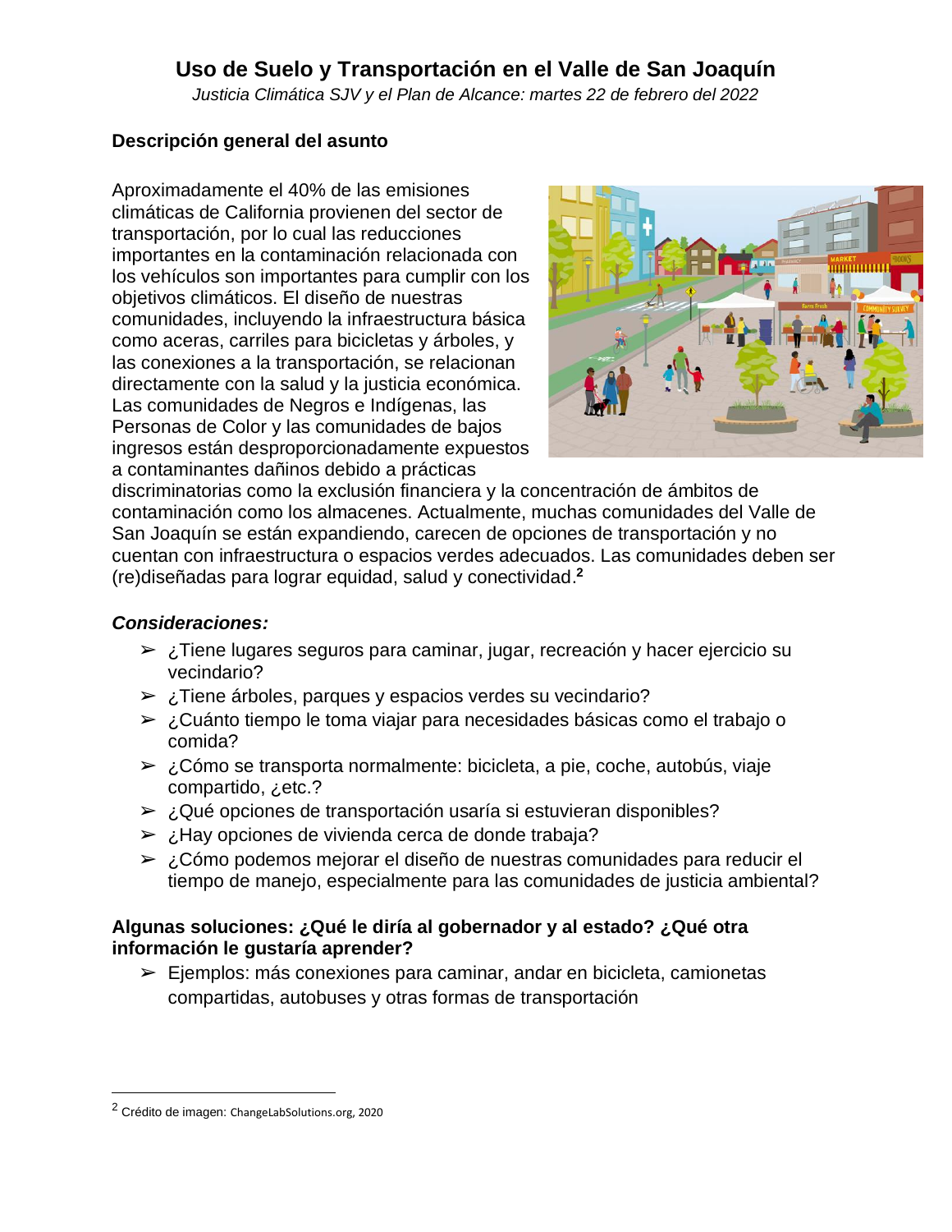# Uso de Suelo y Transportación en el Valle de San Joaquín

*Justicia Climática SJV y el Plan de Alcance: martes 22 de febrero del 2022*

## Descripción general del asunto

Aproximadamente el 40% de las emisiones climáticas de California provienen del sector de transportación, por lo cual las reducciones importantes en la contaminación relacionada con los vehículos son importantes para cumplir con los objetivos climáticos. El diseño de nuestras comunidades, incluyendo la infraestructura básica como aceras, carriles para bicicletas y árboles, y las conexiones a la transportación, se relacionan directamente con la salud y la justicia económica. Las comunidades de Negros e Indígenas, las Personas de Color y las comunidades de bajos ingresos están desproporcionadamente expuestos a contaminantes dañinos debido a prácticas discriminatorias como la exclusión financiera y la concentración de ámbitos de contaminación como los almacenes. Actualmente, muchas comunidades del Valle de San Joaquín se están expandiendo, carecen de opciones de transportación y no cuentan con infraestructura o espacios verdes adecuados. Las comunidades deben ser (re)diseñadas para lograr equidad, salud y conectividad.[2]

### *Consideraciones:*

- ¿Tiene lugares seguros para caminar, jugar, recreación y hacer ejercicio su vecindario?
- ¿Tiene árboles, parques y espacios verdes su vecindario?
- ¿Cuánto tiempo le toma viajar para necesidades básicas como el trabajo o comida?
- ¿Cómo se transporta normalmente: bicicleta, a pie, coche, autobús, viaje compartido, ¿etc.?
- ¿Qué opciones de transportación usaría si estuvieran disponibles?
- ¿Hay opciones de vivienda cerca de donde trabaja?
- ¿Cómo podemos mejorar el diseño de nuestras comunidades para reducir el tiempo de manejo, especialmente para las comunidades de justicia ambiental?

## Algunas soluciones: ¿Qué le diría al gobernador y al estado? ¿Qué otra información le gustaría aprender?

- Ejemplos: más conexiones para caminar, andar en bicicleta, camionetas compartidas, autobuses y otras formas de transportación

---

[2] Crédito de imagen: ChangeLabSolutions.org, 2020